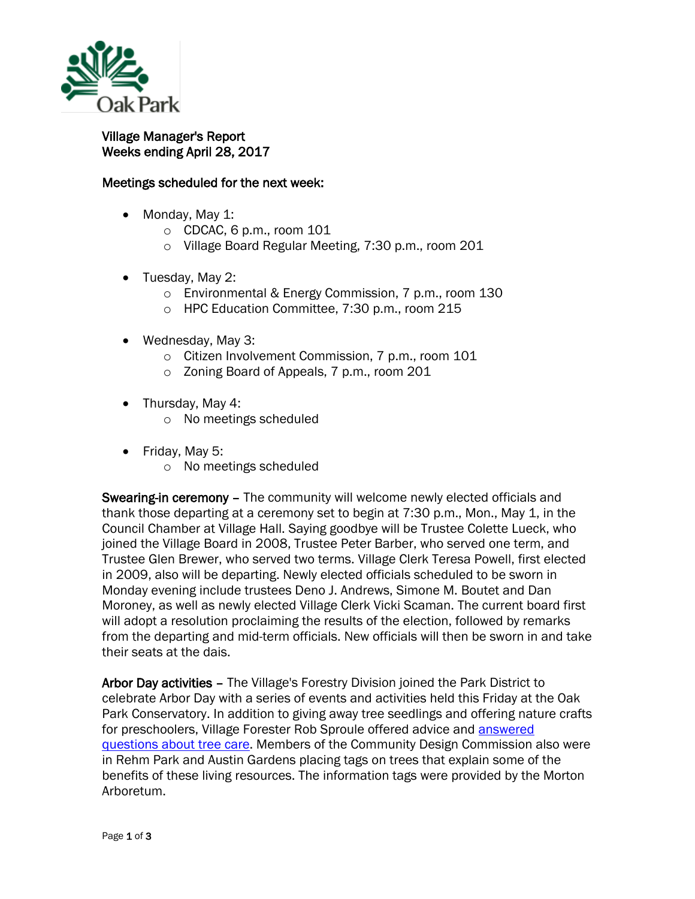Oak Park

**Village Manager's Report**
**Weeks ending April 28, 2017**

**Meetings scheduled for the next week:**

- Monday, May 1:
  - CDCAC, 6 p.m., room 101
  - Village Board Regular Meeting, 7:30 p.m., room 201
- Tuesday, May 2:
  - Environmental & Energy Commission, 7 p.m., room 130
  - HPC Education Committee, 7:30 p.m., room 215
- Wednesday, May 3:
  - Citizen Involvement Commission, 7 p.m., room 101
  - Zoning Board of Appeals, 7 p.m., room 201
- Thursday, May 4:
  - No meetings scheduled
- Friday, May 5:
  - No meetings scheduled

**Swearing-in ceremony** – The community will welcome newly elected officials and thank those departing at a ceremony set to begin at 7:30 p.m., Mon., May 1, in the Council Chamber at Village Hall. Saying goodbye will be Trustee Colette Lueck, who joined the Village Board in 2008, Trustee Peter Barber, who served one term, and Trustee Glen Brewer, who served two terms. Village Clerk Teresa Powell, first elected in 2009, also will be departing. Newly elected officials scheduled to be sworn in Monday evening include trustees Deno J. Andrews, Simone M. Boutet and Dan Moroney, as well as newly elected Village Clerk Vicki Scaman. The current board first will adopt a resolution proclaiming the results of the election, followed by remarks from the departing and mid-term officials. New officials will then be sworn in and take their seats at the dais.

**Arbor Day activities** – The Village's Forestry Division joined the Park District to celebrate Arbor Day with a series of events and activities held this Friday at the Oak Park Conservatory. In addition to giving away tree seedlings and offering nature crafts for preschoolers, Village Forester Rob Sproule offered advice and answered questions about tree care. Members of the Community Design Commission also were in Rehm Park and Austin Gardens placing tags on trees that explain some of the benefits of these living resources. The information tags were provided by the Morton Arboretum.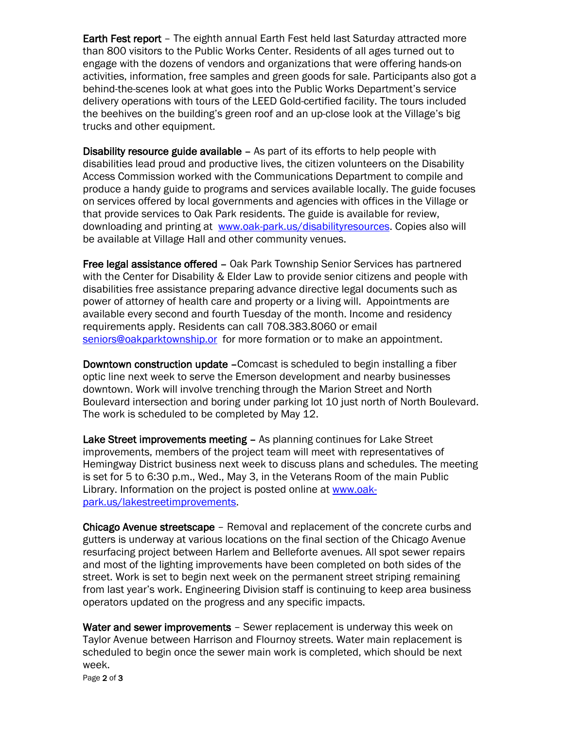**Earth Fest report** – The eighth annual Earth Fest held last Saturday attracted more than 800 visitors to the Public Works Center. Residents of all ages turned out to engage with the dozens of vendors and organizations that were offering hands-on activities, information, free samples and green goods for sale. Participants also got a behind-the-scenes look at what goes into the Public Works Department's service delivery operations with tours of the LEED Gold-certified facility. The tours included the beehives on the building's green roof and an up-close look at the Village's big trucks and other equipment.

**Disability resource guide available** – As part of its efforts to help people with disabilities lead proud and productive lives, the citizen volunteers on the Disability Access Commission worked with the Communications Department to compile and produce a handy guide to programs and services available locally. The guide focuses on services offered by local governments and agencies with offices in the Village or that provide services to Oak Park residents. The guide is available for review, downloading and printing at [www.oak-park.us/disabilityresources](http://www.oak-park.us/disabilityresources). Copies also will be available at Village Hall and other community venues.

**Free legal assistance offered** – Oak Park Township Senior Services has partnered with the Center for Disability & Elder Law to provide senior citizens and people with disabilities free assistance preparing advance directive legal documents such as power of attorney of health care and property or a living will. Appointments are available every second and fourth Tuesday of the month. Income and residency requirements apply. Residents can call 708.383.8060 or email [seniors@oakparktownship.or](mailto:seniors@oakparktownship.or) for more formation or to make an appointment.

**Downtown construction update** –Comcast is scheduled to begin installing a fiber optic line next week to serve the Emerson development and nearby businesses downtown. Work will involve trenching through the Marion Street and North Boulevard intersection and boring under parking lot 10 just north of North Boulevard. The work is scheduled to be completed by May 12.

**Lake Street improvements meeting** – As planning continues for Lake Street improvements, members of the project team will meet with representatives of Hemingway District business next week to discuss plans and schedules. The meeting is set for 5 to 6:30 p.m., Wed., May 3, in the Veterans Room of the main Public Library. Information on the project is posted online at [www.oak-park.us/lakestreetimprovements](http://www.oak-park.us/lakestreetimprovements).

**Chicago Avenue streetscape** – Removal and replacement of the concrete curbs and gutters is underway at various locations on the final section of the Chicago Avenue resurfacing project between Harlem and Belleforte avenues. All spot sewer repairs and most of the lighting improvements have been completed on both sides of the street. Work is set to begin next week on the permanent street striping remaining from last year's work. Engineering Division staff is continuing to keep area business operators updated on the progress and any specific impacts.

**Water and sewer improvements** – Sewer replacement is underway this week on Taylor Avenue between Harrison and Flournoy streets. Water main replacement is scheduled to begin once the sewer main work is completed, which should be next week.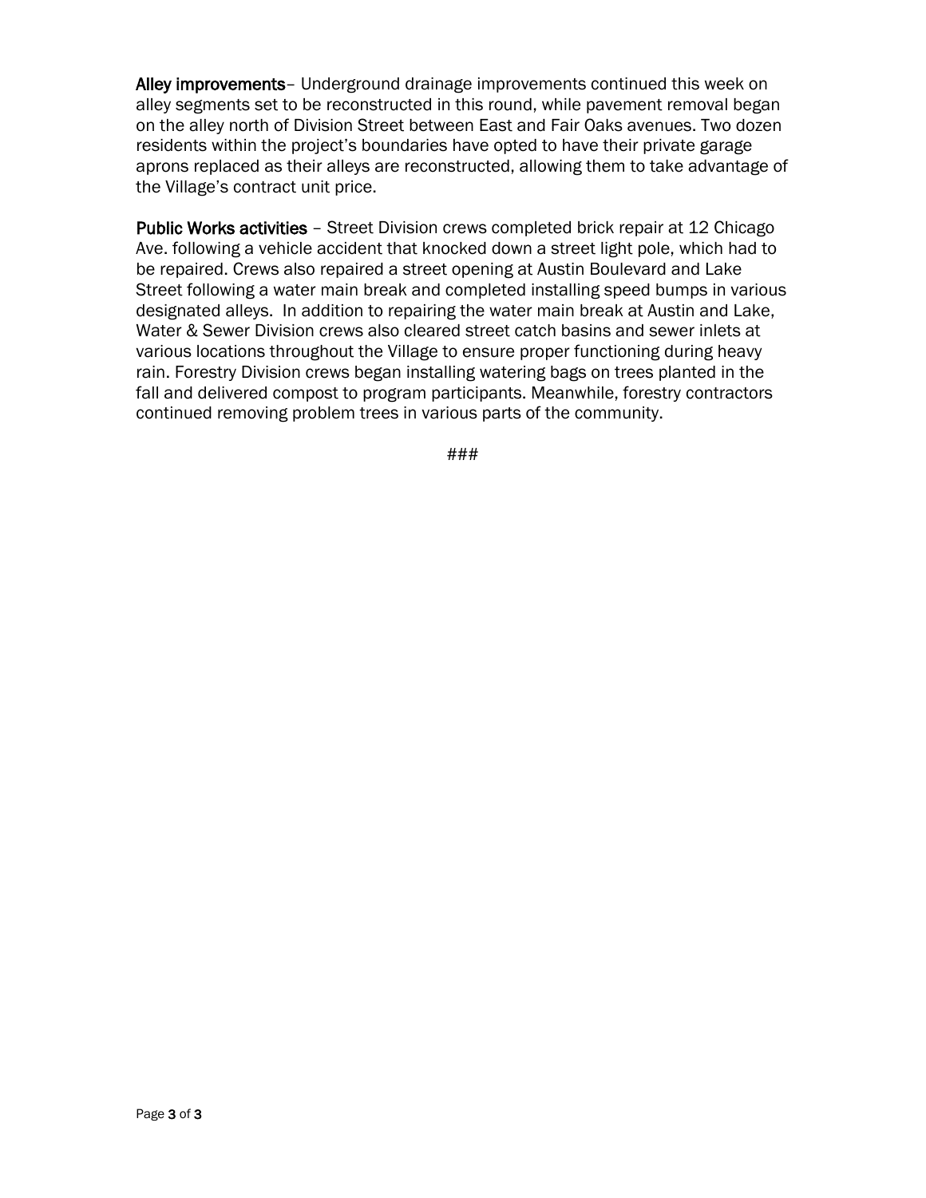**Alley improvements**– Underground drainage improvements continued this week on alley segments set to be reconstructed in this round, while pavement removal began on the alley north of Division Street between East and Fair Oaks avenues. Two dozen residents within the project's boundaries have opted to have their private garage aprons replaced as their alleys are reconstructed, allowing them to take advantage of the Village's contract unit price.

**Public Works activities** – Street Division crews completed brick repair at 12 Chicago Ave. following a vehicle accident that knocked down a street light pole, which had to be repaired. Crews also repaired a street opening at Austin Boulevard and Lake Street following a water main break and completed installing speed bumps in various designated alleys. In addition to repairing the water main break at Austin and Lake, Water & Sewer Division crews also cleared street catch basins and sewer inlets at various locations throughout the Village to ensure proper functioning during heavy rain. Forestry Division crews began installing watering bags on trees planted in the fall and delivered compost to program participants. Meanwhile, forestry contractors continued removing problem trees in various parts of the community.

###